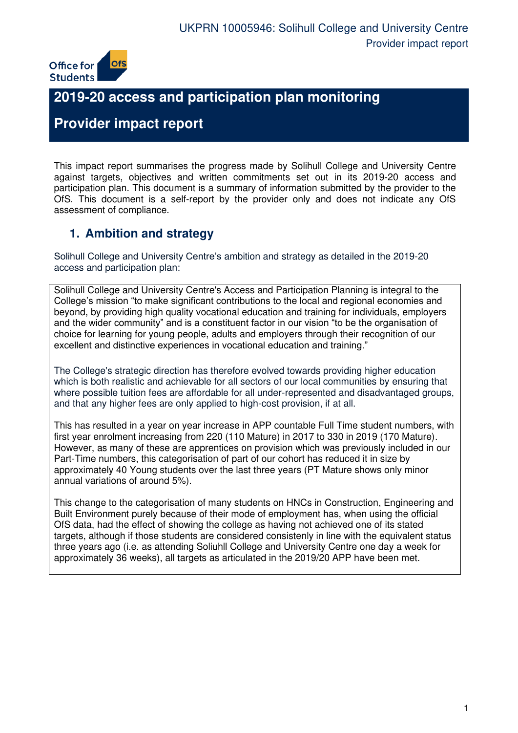# 2019-20 access and participation plan monitoring

# Provider impact report

This impact report summarises the progress made by Solihull College and University Centre against targets, objectives and written commitments set out in its 2019-20 access and participation plan. This document is a summary of information submitted by the provider to the OfS. This document is a self-report by the provider only and does not indicate any OfS assessment of compliance.

## 1. Ambition and strategy

Solihull College and University Centre's ambition and strategy as detailed in the 2019-20 access and participation plan:

Solihull College and University Centre's Access and Participation Planning is integral to the College's mission "to make significant contributions to the local and regional economies and beyond, by providing high quality vocational education and training for individuals, employers and the wider community" and is a constituent factor in our vision "to be the organisation of choice for learning for young people, adults and employers through their recognition of our excellent and distinctive experiences in vocational education and training."

The College's strategic direction has therefore evolved towards providing higher education which is both realistic and achievable for all sectors of our local communities by ensuring that where possible tuition fees are affordable for all under-represented and disadvantaged groups, and that any higher fees are only applied to high-cost provision, if at all.

This has resulted in a year on year increase in APP countable Full Time student numbers, with first year enrolment increasing from 220 (110 Mature) in 2017 to 330 in 2019 (170 Mature). However, as many of these are apprentices on provision which was previously included in our Part-Time numbers, this categorisation of part of our cohort has reduced it in size by approximately 40 Young students over the last three years (PT Mature shows only minor annual variations of around 5%).

This change to the categorisation of many students on HNCs in Construction, Engineering and Built Environment purely because of their mode of employment has, when using the official OfS data, had the effect of showing the college as having not achieved one of its stated targets, although if those students are considered consistently in line with the equivalent status three years ago (i.e. as attending Soliuhll College and University Centre one day a week for approximately 36 weeks), all targets as articulated in the 2019/20 APP have been met.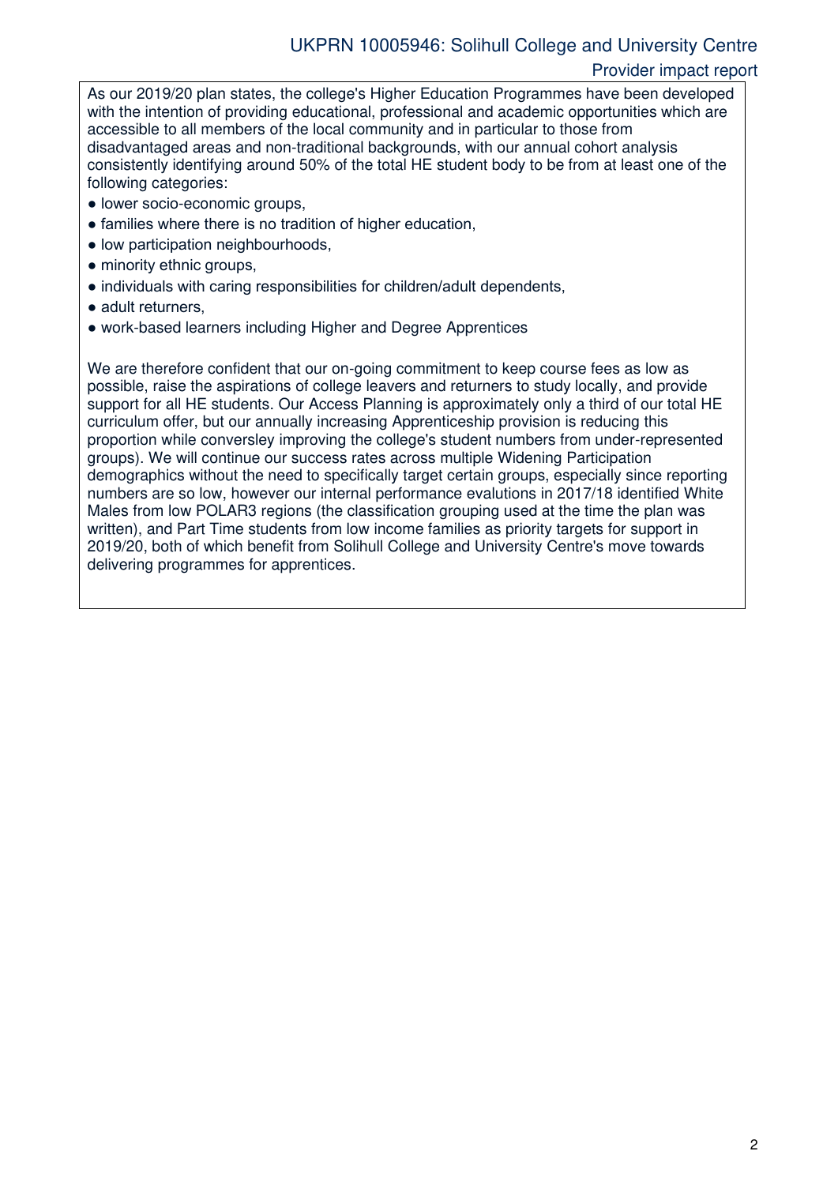As our 2019/20 plan states, the college's Higher Education Programmes have been developed with the intention of providing educational, professional and academic opportunities which are accessible to all members of the local community and in particular to those from disadvantaged areas and non-traditional backgrounds, with our annual cohort analysis consistently identifying around 50% of the total HE student body to be from at least one of the following categories:

- lower socio-economic groups,
- families where there is no tradition of higher education,
- low participation neighbourhoods,
- minority ethnic groups,
- individuals with caring responsibilities for children/adult dependents,
- adult returners,
- work-based learners including Higher and Degree Apprentices

We are therefore confident that our on-going commitment to keep course fees as low as possible, raise the aspirations of college leavers and returners to study locally, and provide support for all HE students. Our Access Planning is approximately only a third of our total HE curriculum offer, but our annually increasing Apprenticeship provision is reducing this proportion while conversley improving the college's student numbers from under-represented groups). We will continue our success rates across multiple Widening Participation demographics without the need to specifically target certain groups, especially since reporting numbers are so low, however our internal performance evalutions in 2017/18 identified White Males from low POLAR3 regions (the classification grouping used at the time the plan was written), and Part Time students from low income families as priority targets for support in 2019/20, both of which benefit from Solihull College and University Centre's move towards delivering programmes for apprentices.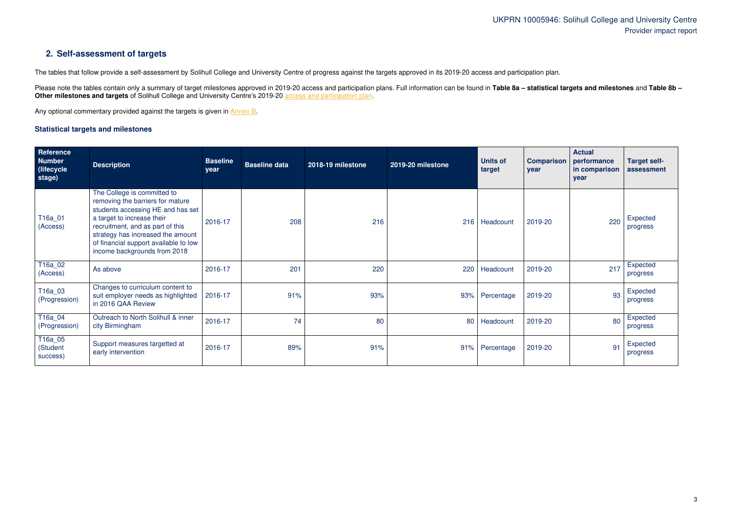## 2. Self-assessment of targets

The tables that follow provide a self-assessment by Solihull College and University Centre of progress against the targets approved in its 2019-20 access and participation plan.

Please note the tables contain only a summary of target milestones approved in 2019-20 access and participation plans. Full information can be found in **Table 8a – statistical targets and milestones** and **Table 8b – Other milestones and targets** of Solihull College and University Centre's 2019-20 access and participation plan.

Any optional commentary provided against the targets is given in Annex B.

### Statistical targets and milestones

| Reference Number (lifecycle stage) | Description | Baseline year | Baseline data | 2018-19 milestone | 2019-20 milestone | Units of target | Comparison year | Actual performance in comparison year | Target self-assessment |
|---|---|---|---|---|---|---|---|---|---|
| T16a_01 (Access) | The College is committed to removing the barriers for mature students accessing HE and has set a target to increase their recruitment, and as part of this strategy has increased the amount of financial support available to low income backgrounds from 2018 | 2016-17 | 208 | 216 | 216 | Headcount | 2019-20 | 220 | Expected progress |
| T16a_02 (Access) | As above | 2016-17 | 201 | 220 | 220 | Headcount | 2019-20 | 217 | Expected progress |
| T16a_03 (Progression) | Changes to curriculum content to suit employer needs as highlighted in 2016 QAA Review | 2016-17 | 91% | 93% | 93% | Percentage | 2019-20 | 93 | Expected progress |
| T16a_04 (Progression) | Outreach to North Solihull & inner city Birmingham | 2016-17 | 74 | 80 | 80 | Headcount | 2019-20 | 80 | Expected progress |
| T16a_05 (Student success) | Support measures targetted at early intervention | 2016-17 | 89% | 91% | 91% | Percentage | 2019-20 | 91 | Expected progress |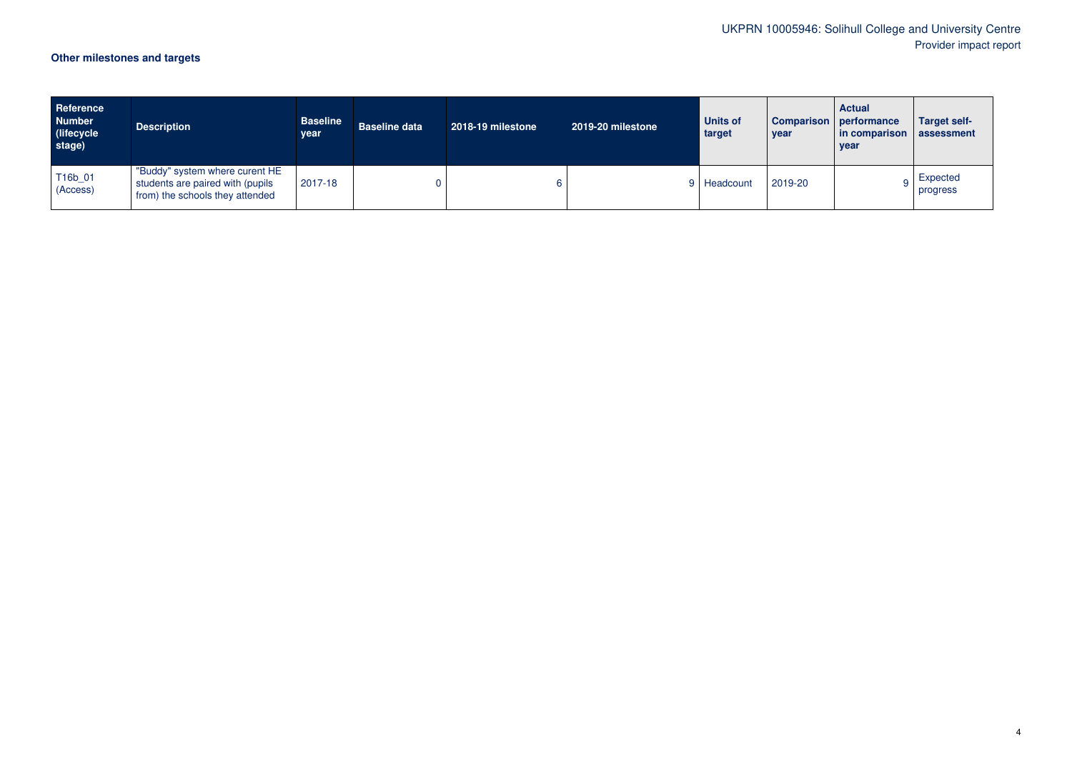### Other milestones and targets

| Reference Number (lifecycle stage) | Description | Baseline year | Baseline data | 2018-19 milestone | 2019-20 milestone | Units of target | Comparison year | Actual performance in comparison year | Target self-assessment |
|---|---|---|---|---|---|---|---|---|---|
| T16b_01 (Access) | "Buddy" system where curent HE students are paired with (pupils from) the schools they attended | 2017-18 | 0 | 6 | 9 | Headcount | 2019-20 | 9 | Expected progress |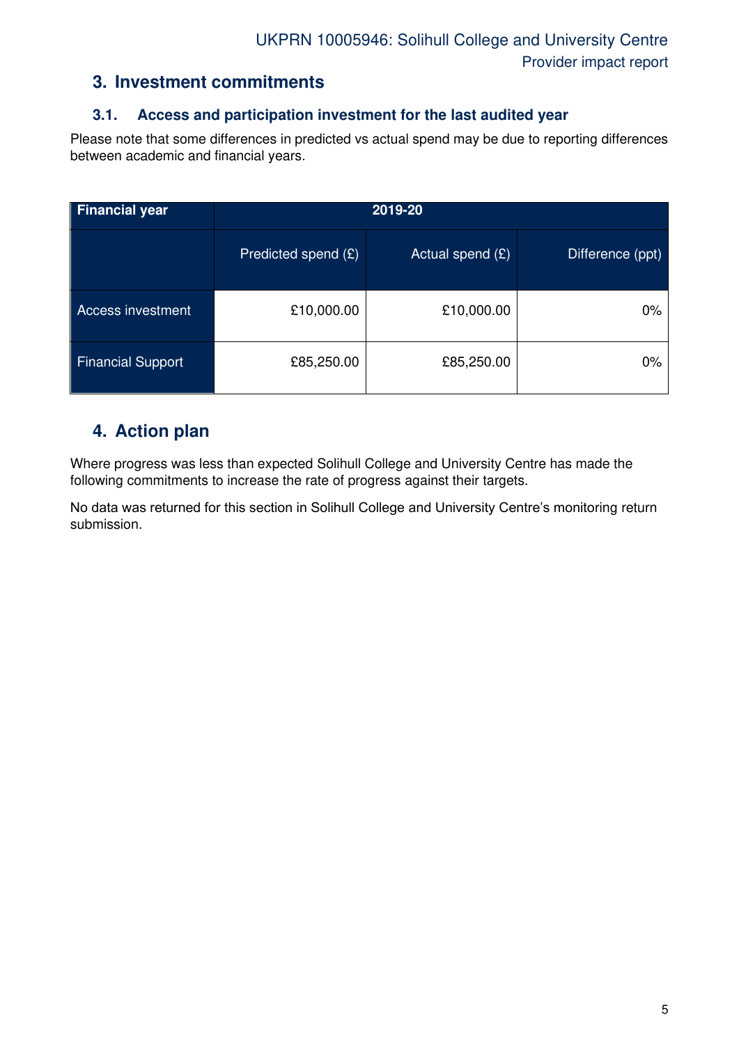## 3. Investment commitments

### 3.1. Access and participation investment for the last audited year

Please note that some differences in predicted vs actual spend may be due to reporting differences between academic and financial years.

| Financial year | 2019-20 | | |
|---|---|---|---|
| | Predicted spend (£) | Actual spend (£) | Difference (ppt) |
| Access investment | £10,000.00 | £10,000.00 | 0% |
| Financial Support | £85,250.00 | £85,250.00 | 0% |

## 4. Action plan

Where progress was less than expected Solihull College and University Centre has made the following commitments to increase the rate of progress against their targets.

No data was returned for this section in Solihull College and University Centre's monitoring return submission.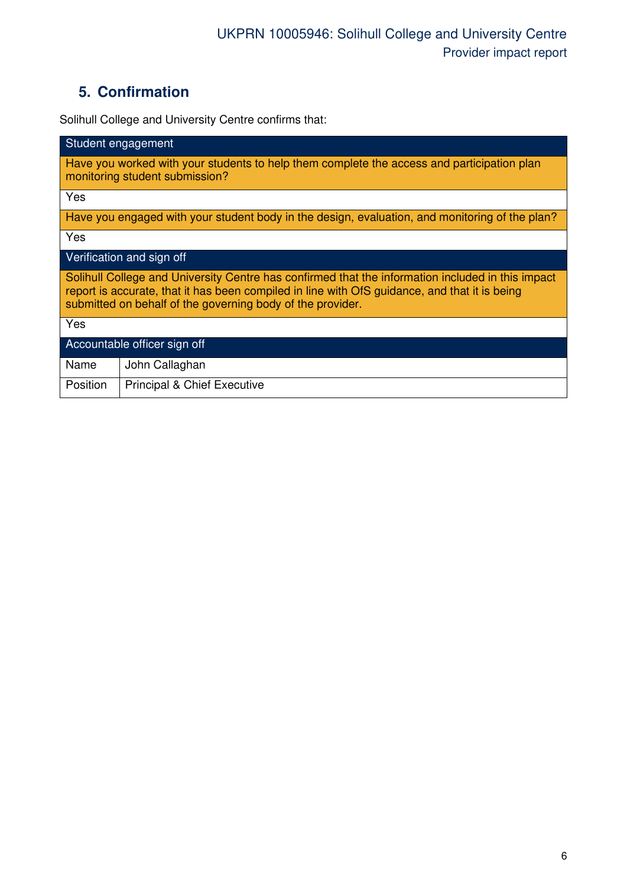## 5. Confirmation

Solihull College and University Centre confirms that:

| Student engagement | |
|---|---|
| Have you worked with your students to help them complete the access and participation plan monitoring student submission? | |
| Yes | |
| Have you engaged with your student body in the design, evaluation, and monitoring of the plan? | |
| Yes | |
| **Verification and sign off** | |
| Solihull College and University Centre has confirmed that the information included in this impact report is accurate, that it has been compiled in line with OfS guidance, and that it is being submitted on behalf of the governing body of the provider. | |
| Yes | |
| **Accountable officer sign off** | |
| Name | John Callaghan |
| Position | Principal & Chief Executive |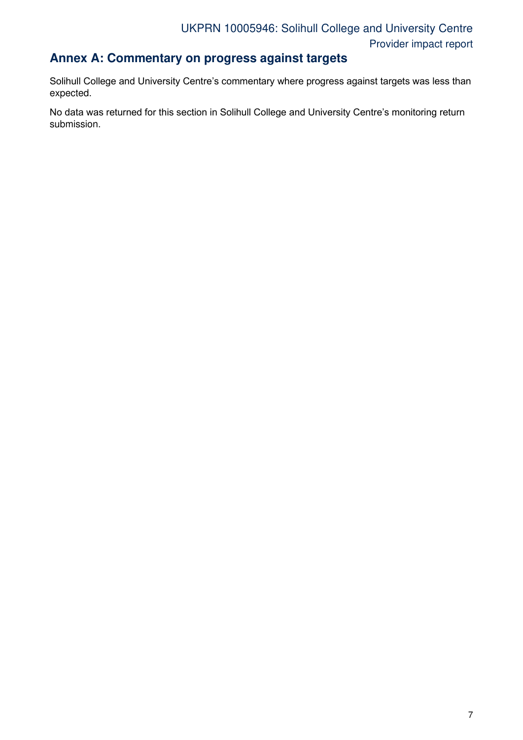## Annex A: Commentary on progress against targets

Solihull College and University Centre's commentary where progress against targets was less than expected.

No data was returned for this section in Solihull College and University Centre's monitoring return submission.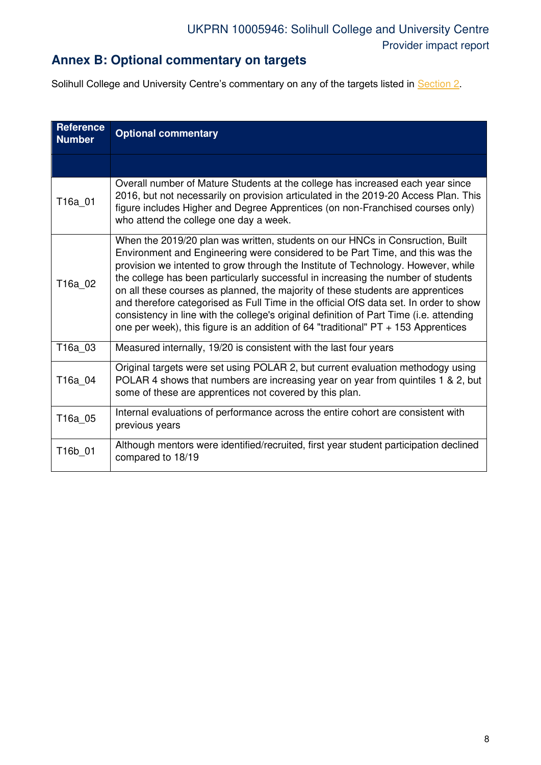## Annex B: Optional commentary on targets

Solihull College and University Centre's commentary on any of the targets listed in Section 2.

| Reference Number | Optional commentary |
|---|---|
| | |
| T16a_01 | Overall number of Mature Students at the college has increased each year since 2016, but not necessarily on provision articulated in the 2019-20 Access Plan. This figure includes Higher and Degree Apprentices (on non-Franchised courses only) who attend the college one day a week. |
| T16a_02 | When the 2019/20 plan was written, students on our HNCs in Consruction, Built Environment and Engineering were considered to be Part Time, and this was the provision we intented to grow through the Institute of Technology. However, while the college has been particularly successful in increasing the number of students on all these courses as planned, the majority of these students are apprentices and therefore categorised as Full Time in the official OfS data set. In order to show consistency in line with the college's original definition of Part Time (i.e. attending one per week), this figure is an addition of 64 "traditional" PT + 153 Apprentices |
| T16a_03 | Measured internally, 19/20 is consistent with the last four years |
| T16a_04 | Original targets were set using POLAR 2, but current evaluation methodogy using POLAR 4 shows that numbers are increasing year on year from quintiles 1 & 2, but some of these are apprentices not covered by this plan. |
| T16a_05 | Internal evaluations of performance across the entire cohort are consistent with previous years |
| T16b_01 | Although mentors were identified/recruited, first year student participation declined compared to 18/19 |